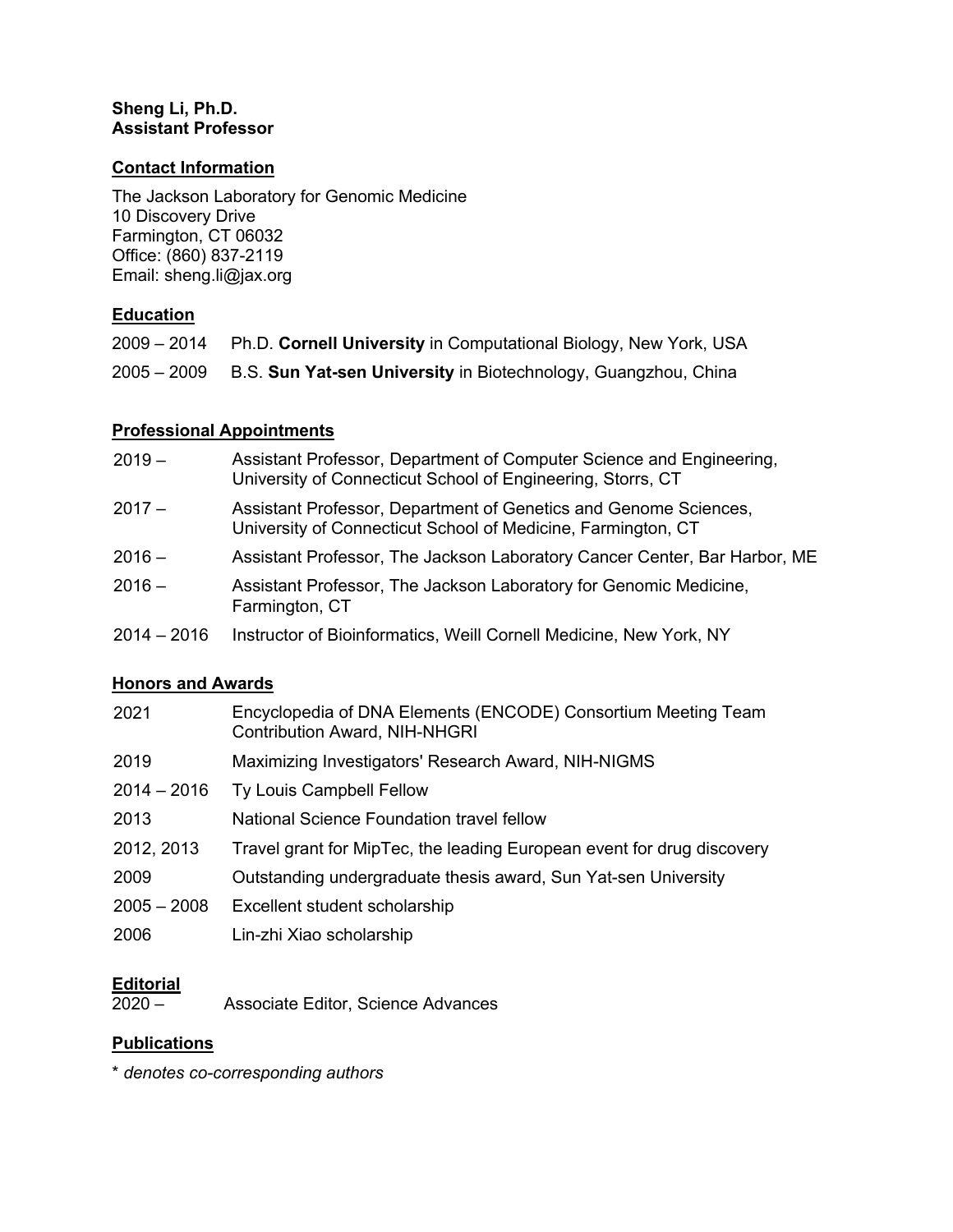**Sheng Li, Ph.D.**
**Assistant Professor**

## Contact Information

The Jackson Laboratory for Genomic Medicine
10 Discovery Drive
Farmington, CT 06032
Office: (860) 837-2119
Email: sheng.li@jax.org

## Education

| | |
|---|---|
| 2009 – 2014 | Ph.D. **Cornell University** in Computational Biology, New York, USA |
| 2005 – 2009 | B.S. **Sun Yat-sen University** in Biotechnology, Guangzhou, China |

## Professional Appointments

| | |
|---|---|
| 2019 – | Assistant Professor, Department of Computer Science and Engineering, University of Connecticut School of Engineering, Storrs, CT |
| 2017 – | Assistant Professor, Department of Genetics and Genome Sciences, University of Connecticut School of Medicine, Farmington, CT |
| 2016 – | Assistant Professor, The Jackson Laboratory Cancer Center, Bar Harbor, ME |
| 2016 – | Assistant Professor, The Jackson Laboratory for Genomic Medicine, Farmington, CT |
| 2014 – 2016 | Instructor of Bioinformatics, Weill Cornell Medicine, New York, NY |

## Honors and Awards

| | |
|---|---|
| 2021 | Encyclopedia of DNA Elements (ENCODE) Consortium Meeting Team Contribution Award, NIH-NHGRI |
| 2019 | Maximizing Investigators' Research Award, NIH-NIGMS |
| 2014 – 2016 | Ty Louis Campbell Fellow |
| 2013 | National Science Foundation travel fellow |
| 2012, 2013 | Travel grant for MipTec, the leading European event for drug discovery |
| 2009 | Outstanding undergraduate thesis award, Sun Yat-sen University |
| 2005 – 2008 | Excellent student scholarship |
| 2006 | Lin-zhi Xiao scholarship |

## Editorial

2020 – Associate Editor, Science Advances

## Publications

\* *denotes co-corresponding authors*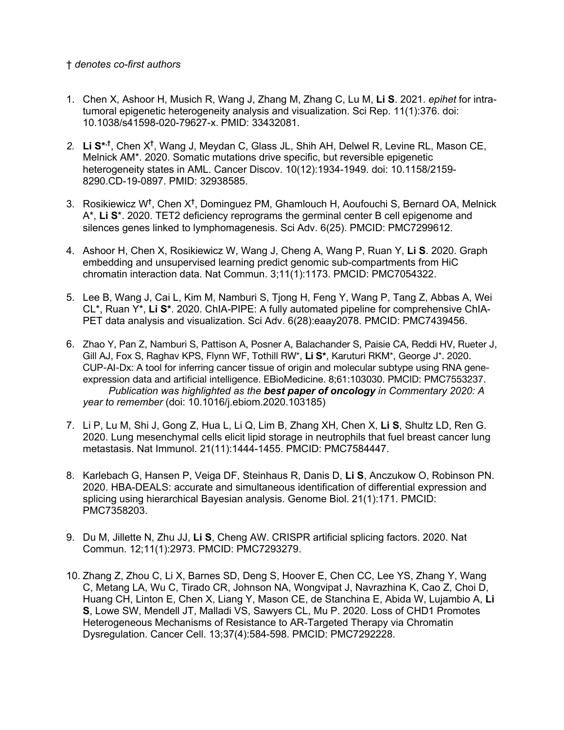† *denotes co-first authors*

1. Chen X, Ashoor H, Musich R, Wang J, Zhang M, Zhang C, Lu M, **Li S**. 2021. *epihet* for intra-tumoral epigenetic heterogeneity analysis and visualization. Sci Rep. 11(1):376. doi: 10.1038/s41598-020-79627-x. PMID: 33432081.

2. **Li S**\*,†, Chen X†, Wang J, Meydan C, Glass JL, Shih AH, Delwel R, Levine RL, Mason CE, Melnick AM\*. 2020. Somatic mutations drive specific, but reversible epigenetic heterogeneity states in AML. Cancer Discov. 10(12):1934-1949. doi: 10.1158/2159-8290.CD-19-0897. PMID: 32938585.

3. Rosikiewicz W†, Chen X†, Dominguez PM, Ghamlouch H, Aoufouchi S, Bernard OA, Melnick A\*, **Li S**\*. 2020. TET2 deficiency reprograms the germinal center B cell epigenome and silences genes linked to lymphomagenesis. Sci Adv. 6(25). PMCID: PMC7299612.

4. Ashoor H, Chen X, Rosikiewicz W, Wang J, Cheng A, Wang P, Ruan Y, **Li S**. 2020. Graph embedding and unsupervised learning predict genomic sub-compartments from HiC chromatin interaction data. Nat Commun. 3;11(1):1173. PMCID: PMC7054322.

5. Lee B, Wang J, Cai L, Kim M, Namburi S, Tjong H, Feng Y, Wang P, Tang Z, Abbas A, Wei CL\*, Ruan Y\*, **Li S\***. 2020. ChIA-PIPE: A fully automated pipeline for comprehensive ChIA-PET data analysis and visualization. Sci Adv. 6(28):eaay2078. PMCID: PMC7439456.

6. Zhao Y, Pan Z, Namburi S, Pattison A, Posner A, Balachander S, Paisie CA, Reddi HV, Rueter J, Gill AJ, Fox S, Raghav KPS, Flynn WF, Tothill RW\*, **Li S\***, Karuturi RKM\*, George J\*. 2020. CUP-AI-Dx: A tool for inferring cancer tissue of origin and molecular subtype using RNA gene-expression data and artificial intelligence. EBioMedicine. 8;61:103030. PMCID: PMC7553237.
   *Publication was highlighted as the **best paper of oncology** in Commentary 2020: A year to remember* (doi: 10.1016/j.ebiom.2020.103185)

7. Li P, Lu M, Shi J, Gong Z, Hua L, Li Q, Lim B, Zhang XH, Chen X, **Li S**, Shultz LD, Ren G. 2020. Lung mesenchymal cells elicit lipid storage in neutrophils that fuel breast cancer lung metastasis. Nat Immunol. 21(11):1444-1455. PMCID: PMC7584447.

8. Karlebach G, Hansen P, Veiga DF, Steinhaus R, Danis D, **Li S**, Anczukow O, Robinson PN. 2020. HBA-DEALS: accurate and simultaneous identification of differential expression and splicing using hierarchical Bayesian analysis. Genome Biol. 21(1):171. PMCID: PMC7358203.

9. Du M, Jillette N, Zhu JJ, **Li S**, Cheng AW. CRISPR artificial splicing factors. 2020. Nat Commun. 12;11(1):2973. PMCID: PMC7293279.

10. Zhang Z, Zhou C, Li X, Barnes SD, Deng S, Hoover E, Chen CC, Lee YS, Zhang Y, Wang C, Metang LA, Wu C, Tirado CR, Johnson NA, Wongvipat J, Navrazhina K, Cao Z, Choi D, Huang CH, Linton E, Chen X, Liang Y, Mason CE, de Stanchina E, Abida W, Lujambio A, **Li S**, Lowe SW, Mendell JT, Malladi VS, Sawyers CL, Mu P. 2020. Loss of CHD1 Promotes Heterogeneous Mechanisms of Resistance to AR-Targeted Therapy via Chromatin Dysregulation. Cancer Cell. 13;37(4):584-598. PMCID: PMC7292228.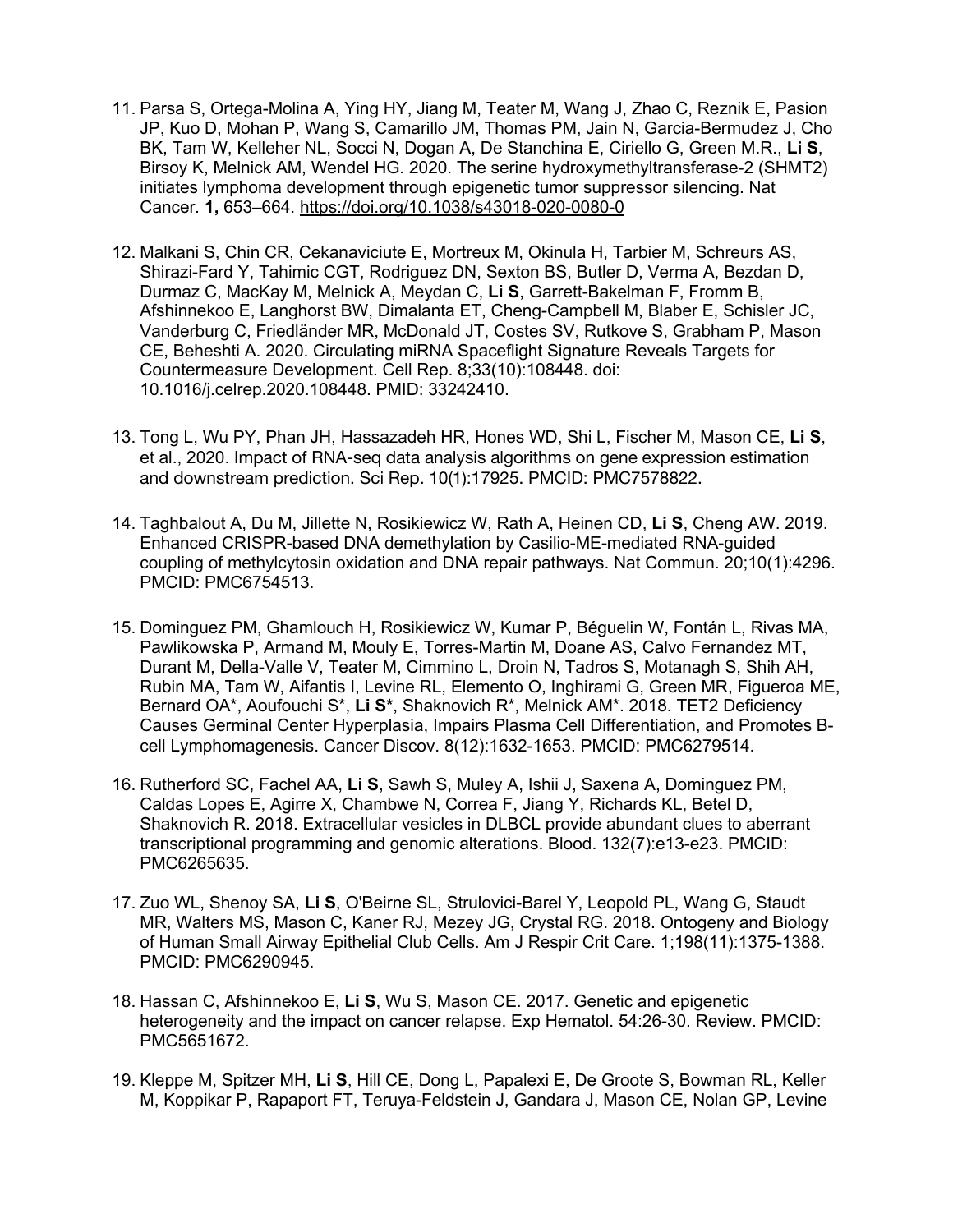11. Parsa S, Ortega-Molina A, Ying HY, Jiang M, Teater M, Wang J, Zhao C, Reznik E, Pasion JP, Kuo D, Mohan P, Wang S, Camarillo JM, Thomas PM, Jain N, Garcia-Bermudez J, Cho BK, Tam W, Kelleher NL, Socci N, Dogan A, De Stanchina E, Ciriello G, Green M.R., **Li S**, Birsoy K, Melnick AM, Wendel HG. 2020. The serine hydroxymethyltransferase-2 (SHMT2) initiates lymphoma development through epigenetic tumor silencing. Nat Cancer. **1,** 653–664. https://doi.org/10.1038/s43018-020-0080-0

12. Malkani S, Chin CR, Cekanaviciute E, Mortreux M, Okinula H, Tarbier M, Schreurs AS, Shirazi-Fard Y, Tahimic CGT, Rodriguez DN, Sexton BS, Butler D, Verma A, Bezdan D, Durmaz C, MacKay M, Melnick A, Meydan C, **Li S**, Garrett-Bakelman F, Fromm B, Afshinnekoo E, Langhorst BW, Dimalanta ET, Cheng-Campbell M, Blaber E, Schisler JC, Vanderburg C, Friedländer MR, McDonald JT, Costes SV, Rutkove S, Grabham P, Mason CE, Beheshti A. 2020. Circulating miRNA Spaceflight Signature Reveals Targets for Countermeasure Development. Cell Rep. 8;33(10):108448. doi: 10.1016/j.celrep.2020.108448. PMID: 33242410.

13. Tong L, Wu PY, Phan JH, Hassazadeh HR, Hones WD, Shi L, Fischer M, Mason CE, **Li S**, et al., 2020. Impact of RNA-seq data analysis algorithms on gene expression estimation and downstream prediction. Sci Rep. 10(1):17925. PMCID: PMC7578822.

14. Taghbalout A, Du M, Jillette N, Rosikiewicz W, Rath A, Heinen CD, **Li S**, Cheng AW. 2019. Enhanced CRISPR-based DNA demethylation by Casilio-ME-mediated RNA-guided coupling of methylcytosin oxidation and DNA repair pathways. Nat Commun. 20;10(1):4296. PMCID: PMC6754513.

15. Dominguez PM, Ghamlouch H, Rosikiewicz W, Kumar P, Béguelin W, Fontán L, Rivas MA, Pawlikowska P, Armand M, Mouly E, Torres-Martin M, Doane AS, Calvo Fernandez MT, Durant M, Della-Valle V, Teater M, Cimmino L, Droin N, Tadros S, Motanagh S, Shih AH, Rubin MA, Tam W, Aifantis I, Levine RL, Elemento O, Inghirami G, Green MR, Figueroa ME, Bernard OA*, Aoufouchi S*, **Li S***, Shaknovich R*, Melnick AM*. 2018. TET2 Deficiency Causes Germinal Center Hyperplasia, Impairs Plasma Cell Differentiation, and Promotes B-cell Lymphomagenesis. Cancer Discov. 8(12):1632-1653. PMCID: PMC6279514.

16. Rutherford SC, Fachel AA, **Li S**, Sawh S, Muley A, Ishii J, Saxena A, Dominguez PM, Caldas Lopes E, Agirre X, Chambwe N, Correa F, Jiang Y, Richards KL, Betel D, Shaknovich R. 2018. Extracellular vesicles in DLBCL provide abundant clues to aberrant transcriptional programming and genomic alterations. Blood. 132(7):e13-e23. PMCID: PMC6265635.

17. Zuo WL, Shenoy SA, **Li S**, O'Beirne SL, Strulovici-Barel Y, Leopold PL, Wang G, Staudt MR, Walters MS, Mason C, Kaner RJ, Mezey JG, Crystal RG. 2018. Ontogeny and Biology of Human Small Airway Epithelial Club Cells. Am J Respir Crit Care. 1;198(11):1375-1388. PMCID: PMC6290945.

18. Hassan C, Afshinnekoo E, **Li S**, Wu S, Mason CE. 2017. Genetic and epigenetic heterogeneity and the impact on cancer relapse. Exp Hematol. 54:26-30. Review. PMCID: PMC5651672.

19. Kleppe M, Spitzer MH, **Li S**, Hill CE, Dong L, Papalexi E, De Groote S, Bowman RL, Keller M, Koppikar P, Rapaport FT, Teruya-Feldstein J, Gandara J, Mason CE, Nolan GP, Levine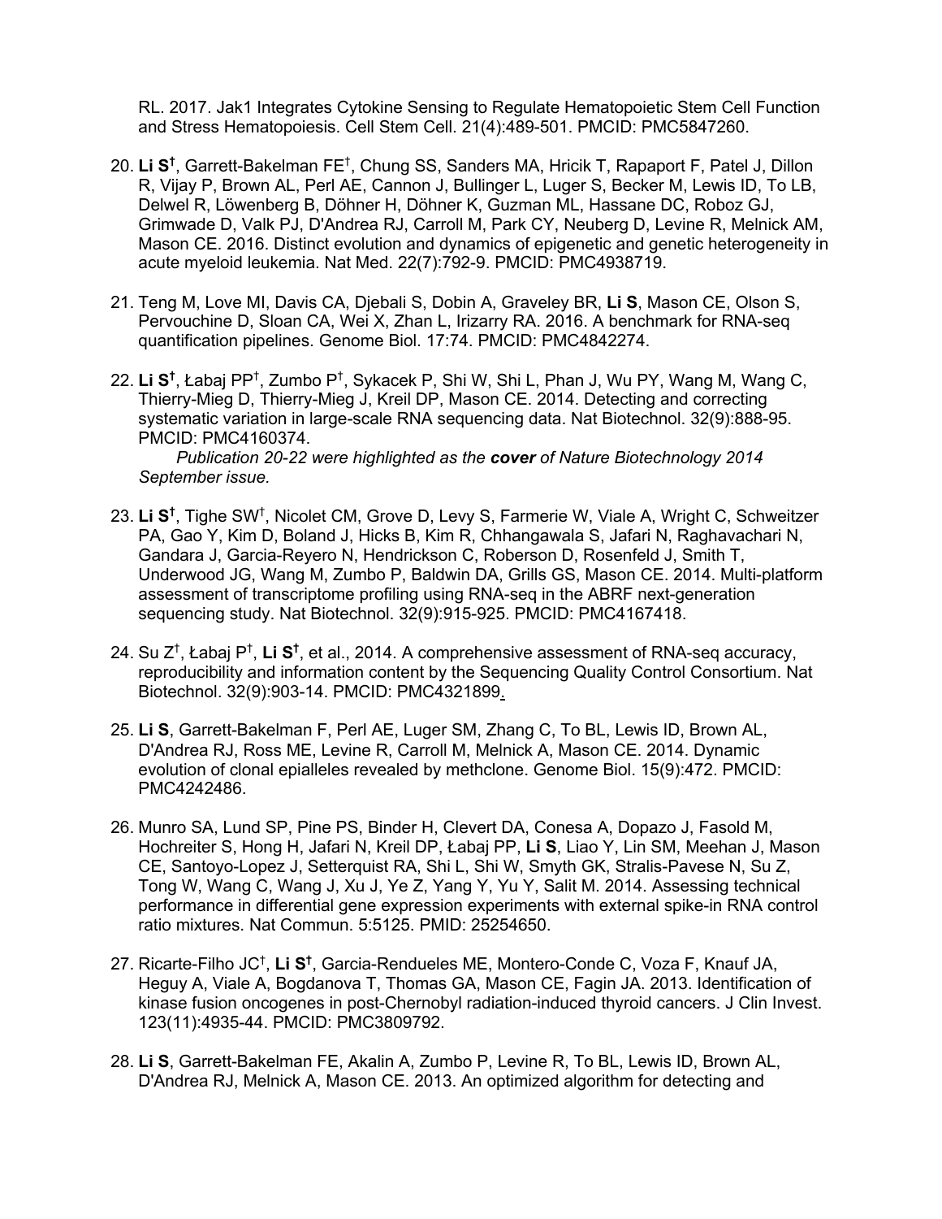RL. 2017. Jak1 Integrates Cytokine Sensing to Regulate Hematopoietic Stem Cell Function and Stress Hematopoiesis. Cell Stem Cell. 21(4):489-501. PMCID: PMC5847260.

20. **Li S**[†], Garrett-Bakelman FE[†], Chung SS, Sanders MA, Hricik T, Rapaport F, Patel J, Dillon R, Vijay P, Brown AL, Perl AE, Cannon J, Bullinger L, Luger S, Becker M, Lewis ID, To LB, Delwel R, Löwenberg B, Döhner H, Döhner K, Guzman ML, Hassane DC, Roboz GJ, Grimwade D, Valk PJ, D'Andrea RJ, Carroll M, Park CY, Neuberg D, Levine R, Melnick AM, Mason CE. 2016. Distinct evolution and dynamics of epigenetic and genetic heterogeneity in acute myeloid leukemia. Nat Med. 22(7):792-9. PMCID: PMC4938719.

21. Teng M, Love MI, Davis CA, Djebali S, Dobin A, Graveley BR, **Li S**, Mason CE, Olson S, Pervouchine D, Sloan CA, Wei X, Zhan L, Irizarry RA. 2016. A benchmark for RNA-seq quantification pipelines. Genome Biol. 17:74. PMCID: PMC4842274.

22. **Li S**[†], Łabaj PP[†], Zumbo P[†], Sykacek P, Shi W, Shi L, Phan J, Wu PY, Wang M, Wang C, Thierry-Mieg D, Thierry-Mieg J, Kreil DP, Mason CE. 2014. Detecting and correcting systematic variation in large-scale RNA sequencing data. Nat Biotechnol. 32(9):888-95. PMCID: PMC4160374.
    *Publication 20-22 were highlighted as the **cover** of Nature Biotechnology 2014 September issue.*

23. **Li S**[†], Tighe SW[†], Nicolet CM, Grove D, Levy S, Farmerie W, Viale A, Wright C, Schweitzer PA, Gao Y, Kim D, Boland J, Hicks B, Kim R, Chhangawala S, Jafari N, Raghavachari N, Gandara J, Garcia-Reyero N, Hendrickson C, Roberson D, Rosenfeld J, Smith T, Underwood JG, Wang M, Zumbo P, Baldwin DA, Grills GS, Mason CE. 2014. Multi-platform assessment of transcriptome profiling using RNA-seq in the ABRF next-generation sequencing study. Nat Biotechnol. 32(9):915-925. PMCID: PMC4167418.

24. Su Z[†], Łabaj P[†], **Li S**[†], et al., 2014. A comprehensive assessment of RNA-seq accuracy, reproducibility and information content by the Sequencing Quality Control Consortium. Nat Biotechnol. 32(9):903-14. PMCID: PMC4321899.

25. **Li S**, Garrett-Bakelman F, Perl AE, Luger SM, Zhang C, To BL, Lewis ID, Brown AL, D'Andrea RJ, Ross ME, Levine R, Carroll M, Melnick A, Mason CE. 2014. Dynamic evolution of clonal epialleles revealed by methclone. Genome Biol. 15(9):472. PMCID: PMC4242486.

26. Munro SA, Lund SP, Pine PS, Binder H, Clevert DA, Conesa A, Dopazo J, Fasold M, Hochreiter S, Hong H, Jafari N, Kreil DP, Łabaj PP, **Li S**, Liao Y, Lin SM, Meehan J, Mason CE, Santoyo-Lopez J, Setterquist RA, Shi L, Shi W, Smyth GK, Stralis-Pavese N, Su Z, Tong W, Wang C, Wang J, Xu J, Ye Z, Yang Y, Yu Y, Salit M. 2014. Assessing technical performance in differential gene expression experiments with external spike-in RNA control ratio mixtures. Nat Commun. 5:5125. PMID: 25254650.

27. Ricarte-Filho JC[†], **Li S**[†], Garcia-Rendueles ME, Montero-Conde C, Voza F, Knauf JA, Heguy A, Viale A, Bogdanova T, Thomas GA, Mason CE, Fagin JA. 2013. Identification of kinase fusion oncogenes in post-Chernobyl radiation-induced thyroid cancers. J Clin Invest. 123(11):4935-44. PMCID: PMC3809792.

28. **Li S**, Garrett-Bakelman FE, Akalin A, Zumbo P, Levine R, To BL, Lewis ID, Brown AL, D'Andrea RJ, Melnick A, Mason CE. 2013. An optimized algorithm for detecting and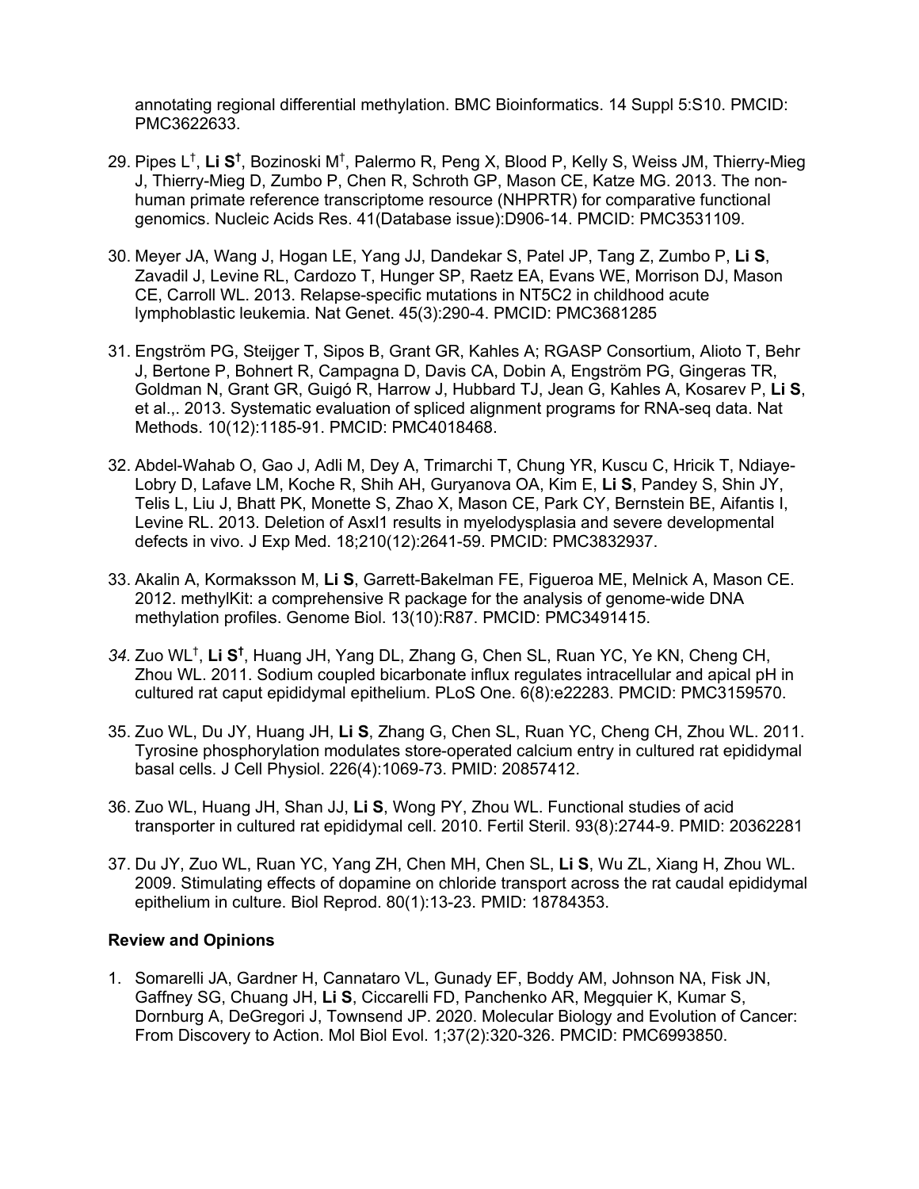annotating regional differential methylation. BMC Bioinformatics. 14 Suppl 5:S10. PMCID: PMC3622633.

29. Pipes L[†], **Li S[†]**, Bozinoski M[†], Palermo R, Peng X, Blood P, Kelly S, Weiss JM, Thierry-Mieg J, Thierry-Mieg D, Zumbo P, Chen R, Schroth GP, Mason CE, Katze MG. 2013. The non-human primate reference transcriptome resource (NHPRTR) for comparative functional genomics. Nucleic Acids Res. 41(Database issue):D906-14. PMCID: PMC3531109.

30. Meyer JA, Wang J, Hogan LE, Yang JJ, Dandekar S, Patel JP, Tang Z, Zumbo P, **Li S**, Zavadil J, Levine RL, Cardozo T, Hunger SP, Raetz EA, Evans WE, Morrison DJ, Mason CE, Carroll WL. 2013. Relapse-specific mutations in NT5C2 in childhood acute lymphoblastic leukemia. Nat Genet. 45(3):290-4. PMCID: PMC3681285

31. Engström PG, Steijger T, Sipos B, Grant GR, Kahles A; RGASP Consortium, Alioto T, Behr J, Bertone P, Bohnert R, Campagna D, Davis CA, Dobin A, Engström PG, Gingeras TR, Goldman N, Grant GR, Guigó R, Harrow J, Hubbard TJ, Jean G, Kahles A, Kosarev P, **Li S**, et al.,. 2013. Systematic evaluation of spliced alignment programs for RNA-seq data. Nat Methods. 10(12):1185-91. PMCID: PMC4018468.

32. Abdel-Wahab O, Gao J, Adli M, Dey A, Trimarchi T, Chung YR, Kuscu C, Hricik T, Ndiaye-Lobry D, Lafave LM, Koche R, Shih AH, Guryanova OA, Kim E, **Li S**, Pandey S, Shin JY, Telis L, Liu J, Bhatt PK, Monette S, Zhao X, Mason CE, Park CY, Bernstein BE, Aifantis I, Levine RL. 2013. Deletion of Asxl1 results in myelodysplasia and severe developmental defects in vivo. J Exp Med. 18;210(12):2641-59. PMCID: PMC3832937.

33. Akalin A, Kormaksson M, **Li S**, Garrett-Bakelman FE, Figueroa ME, Melnick A, Mason CE. 2012. methylKit: a comprehensive R package for the analysis of genome-wide DNA methylation profiles. Genome Biol. 13(10):R87. PMCID: PMC3491415.

34. Zuo WL[†], **Li S[†]**, Huang JH, Yang DL, Zhang G, Chen SL, Ruan YC, Ye KN, Cheng CH, Zhou WL. 2011. Sodium coupled bicarbonate influx regulates intracellular and apical pH in cultured rat caput epididymal epithelium. PLoS One. 6(8):e22283. PMCID: PMC3159570.

35. Zuo WL, Du JY, Huang JH, **Li S**, Zhang G, Chen SL, Ruan YC, Cheng CH, Zhou WL. 2011. Tyrosine phosphorylation modulates store-operated calcium entry in cultured rat epididymal basal cells. J Cell Physiol. 226(4):1069-73. PMID: 20857412.

36. Zuo WL, Huang JH, Shan JJ, **Li S**, Wong PY, Zhou WL. Functional studies of acid transporter in cultured rat epididymal cell. 2010. Fertil Steril. 93(8):2744-9. PMID: 20362281

37. Du JY, Zuo WL, Ruan YC, Yang ZH, Chen MH, Chen SL, **Li S**, Wu ZL, Xiang H, Zhou WL. 2009. Stimulating effects of dopamine on chloride transport across the rat caudal epididymal epithelium in culture. Biol Reprod. 80(1):13-23. PMID: 18784353.

**Review and Opinions**

1. Somarelli JA, Gardner H, Cannataro VL, Gunady EF, Boddy AM, Johnson NA, Fisk JN, Gaffney SG, Chuang JH, **Li S**, Ciccarelli FD, Panchenko AR, Megquier K, Kumar S, Dornburg A, DeGregori J, Townsend JP. 2020. Molecular Biology and Evolution of Cancer: From Discovery to Action. Mol Biol Evol. 1;37(2):320-326. PMCID: PMC6993850.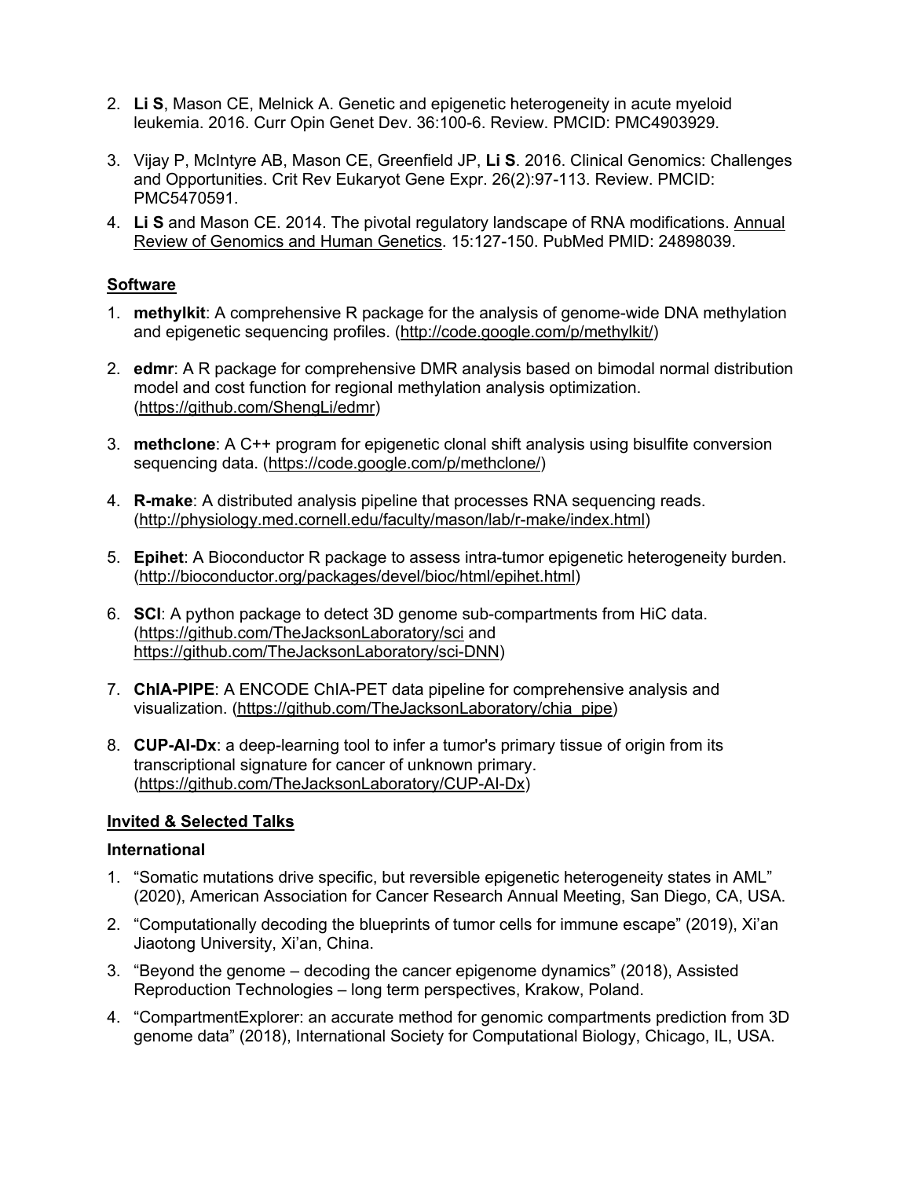2. **Li S**, Mason CE, Melnick A. Genetic and epigenetic heterogeneity in acute myeloid leukemia. 2016. Curr Opin Genet Dev. 36:100-6. Review. PMCID: PMC4903929.

3. Vijay P, McIntyre AB, Mason CE, Greenfield JP, **Li S**. 2016. Clinical Genomics: Challenges and Opportunities. Crit Rev Eukaryot Gene Expr. 26(2):97-113. Review. PMCID: PMC5470591.

4. **Li S** and Mason CE. 2014. The pivotal regulatory landscape of RNA modifications. Annual Review of Genomics and Human Genetics. 15:127-150. PubMed PMID: 24898039.

## Software

1. **methylkit**: A comprehensive R package for the analysis of genome-wide DNA methylation and epigenetic sequencing profiles. (http://code.google.com/p/methylkit/)

2. **edmr**: A R package for comprehensive DMR analysis based on bimodal normal distribution model and cost function for regional methylation analysis optimization. (https://github.com/ShengLi/edmr)

3. **methclone**: A C++ program for epigenetic clonal shift analysis using bisulfite conversion sequencing data. (https://code.google.com/p/methclone/)

4. **R-make**: A distributed analysis pipeline that processes RNA sequencing reads. (http://physiology.med.cornell.edu/faculty/mason/lab/r-make/index.html)

5. **Epihet**: A Bioconductor R package to assess intra-tumor epigenetic heterogeneity burden. (http://bioconductor.org/packages/devel/bioc/html/epihet.html)

6. **SCI**: A python package to detect 3D genome sub-compartments from HiC data. (https://github.com/TheJacksonLaboratory/sci and https://github.com/TheJacksonLaboratory/sci-DNN)

7. **ChIA-PIPE**: A ENCODE ChIA-PET data pipeline for comprehensive analysis and visualization. (https://github.com/TheJacksonLaboratory/chia_pipe)

8. **CUP-AI-Dx**: a deep-learning tool to infer a tumor's primary tissue of origin from its transcriptional signature for cancer of unknown primary. (https://github.com/TheJacksonLaboratory/CUP-AI-Dx)

## Invited & Selected Talks

### International

1. "Somatic mutations drive specific, but reversible epigenetic heterogeneity states in AML" (2020), American Association for Cancer Research Annual Meeting, San Diego, CA, USA.
2. "Computationally decoding the blueprints of tumor cells for immune escape" (2019), Xi'an Jiaotong University, Xi'an, China.
3. "Beyond the genome – decoding the cancer epigenome dynamics" (2018), Assisted Reproduction Technologies – long term perspectives, Krakow, Poland.
4. "CompartmentExplorer: an accurate method for genomic compartments prediction from 3D genome data" (2018), International Society for Computational Biology, Chicago, IL, USA.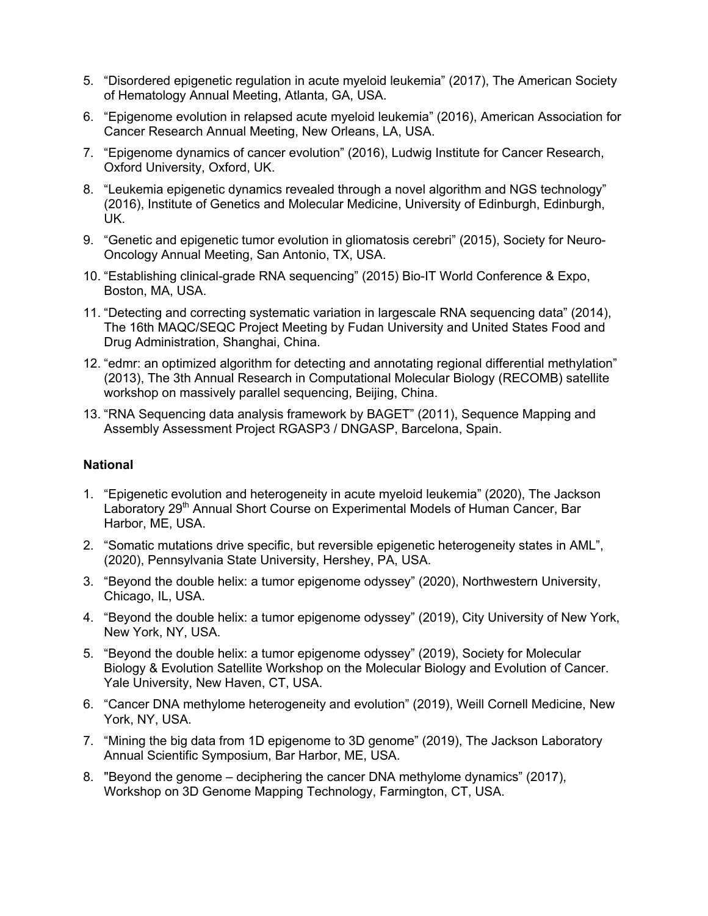5. “Disordered epigenetic regulation in acute myeloid leukemia” (2017), The American Society of Hematology Annual Meeting, Atlanta, GA, USA.
6. “Epigenome evolution in relapsed acute myeloid leukemia” (2016), American Association for Cancer Research Annual Meeting, New Orleans, LA, USA.
7. “Epigenome dynamics of cancer evolution” (2016), Ludwig Institute for Cancer Research, Oxford University, Oxford, UK.
8. “Leukemia epigenetic dynamics revealed through a novel algorithm and NGS technology” (2016), Institute of Genetics and Molecular Medicine, University of Edinburgh, Edinburgh, UK.
9. “Genetic and epigenetic tumor evolution in gliomatosis cerebri” (2015), Society for Neuro-Oncology Annual Meeting, San Antonio, TX, USA.
10. “Establishing clinical-grade RNA sequencing” (2015) Bio-IT World Conference & Expo, Boston, MA, USA.
11. “Detecting and correcting systematic variation in largescale RNA sequencing data” (2014), The 16th MAQC/SEQC Project Meeting by Fudan University and United States Food and Drug Administration, Shanghai, China.
12. “edmr: an optimized algorithm for detecting and annotating regional differential methylation” (2013), The 3th Annual Research in Computational Molecular Biology (RECOMB) satellite workshop on massively parallel sequencing, Beijing, China.
13. “RNA Sequencing data analysis framework by BAGET” (2011), Sequence Mapping and Assembly Assessment Project RGASP3 / DNGASP, Barcelona, Spain.

**National**

1. “Epigenetic evolution and heterogeneity in acute myeloid leukemia” (2020), The Jackson Laboratory 29th Annual Short Course on Experimental Models of Human Cancer, Bar Harbor, ME, USA.
2. “Somatic mutations drive specific, but reversible epigenetic heterogeneity states in AML”, (2020), Pennsylvania State University, Hershey, PA, USA.
3. “Beyond the double helix: a tumor epigenome odyssey” (2020), Northwestern University, Chicago, IL, USA.
4. “Beyond the double helix: a tumor epigenome odyssey” (2019), City University of New York, New York, NY, USA.
5. “Beyond the double helix: a tumor epigenome odyssey” (2019), Society for Molecular Biology & Evolution Satellite Workshop on the Molecular Biology and Evolution of Cancer. Yale University, New Haven, CT, USA.
6. “Cancer DNA methylome heterogeneity and evolution” (2019), Weill Cornell Medicine, New York, NY, USA.
7. “Mining the big data from 1D epigenome to 3D genome” (2019), The Jackson Laboratory Annual Scientific Symposium, Bar Harbor, ME, USA.
8. "Beyond the genome – deciphering the cancer DNA methylome dynamics” (2017), Workshop on 3D Genome Mapping Technology, Farmington, CT, USA.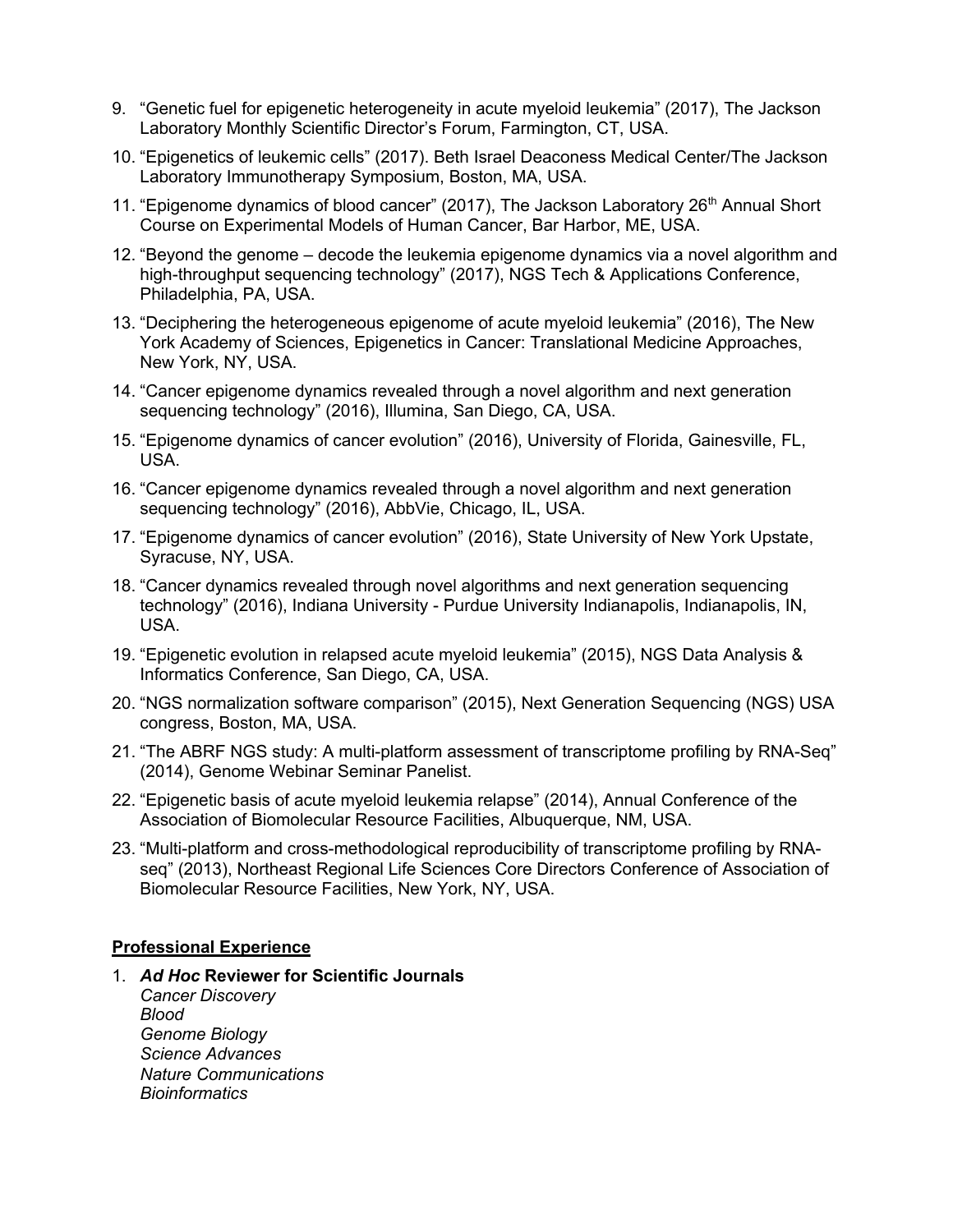9. "Genetic fuel for epigenetic heterogeneity in acute myeloid leukemia" (2017), The Jackson Laboratory Monthly Scientific Director's Forum, Farmington, CT, USA.
10. "Epigenetics of leukemic cells" (2017). Beth Israel Deaconess Medical Center/The Jackson Laboratory Immunotherapy Symposium, Boston, MA, USA.
11. "Epigenome dynamics of blood cancer" (2017), The Jackson Laboratory 26th Annual Short Course on Experimental Models of Human Cancer, Bar Harbor, ME, USA.
12. "Beyond the genome – decode the leukemia epigenome dynamics via a novel algorithm and high-throughput sequencing technology" (2017), NGS Tech & Applications Conference, Philadelphia, PA, USA.
13. "Deciphering the heterogeneous epigenome of acute myeloid leukemia" (2016), The New York Academy of Sciences, Epigenetics in Cancer: Translational Medicine Approaches, New York, NY, USA.
14. "Cancer epigenome dynamics revealed through a novel algorithm and next generation sequencing technology" (2016), Illumina, San Diego, CA, USA.
15. "Epigenome dynamics of cancer evolution" (2016), University of Florida, Gainesville, FL, USA.
16. "Cancer epigenome dynamics revealed through a novel algorithm and next generation sequencing technology" (2016), AbbVie, Chicago, IL, USA.
17. "Epigenome dynamics of cancer evolution" (2016), State University of New York Upstate, Syracuse, NY, USA.
18. "Cancer dynamics revealed through novel algorithms and next generation sequencing technology" (2016), Indiana University - Purdue University Indianapolis, Indianapolis, IN, USA.
19. "Epigenetic evolution in relapsed acute myeloid leukemia" (2015), NGS Data Analysis & Informatics Conference, San Diego, CA, USA.
20. "NGS normalization software comparison" (2015), Next Generation Sequencing (NGS) USA congress, Boston, MA, USA.
21. "The ABRF NGS study: A multi-platform assessment of transcriptome profiling by RNA-Seq" (2014), Genome Webinar Seminar Panelist.
22. "Epigenetic basis of acute myeloid leukemia relapse" (2014), Annual Conference of the Association of Biomolecular Resource Facilities, Albuquerque, NM, USA.
23. "Multi-platform and cross-methodological reproducibility of transcriptome profiling by RNA-seq" (2013), Northeast Regional Life Sciences Core Directors Conference of Association of Biomolecular Resource Facilities, New York, NY, USA.

## Professional Experience

1. ***Ad Hoc* Reviewer for Scientific Journals**
   *Cancer Discovery*
   *Blood*
   *Genome Biology*
   *Science Advances*
   *Nature Communications*
   *Bioinformatics*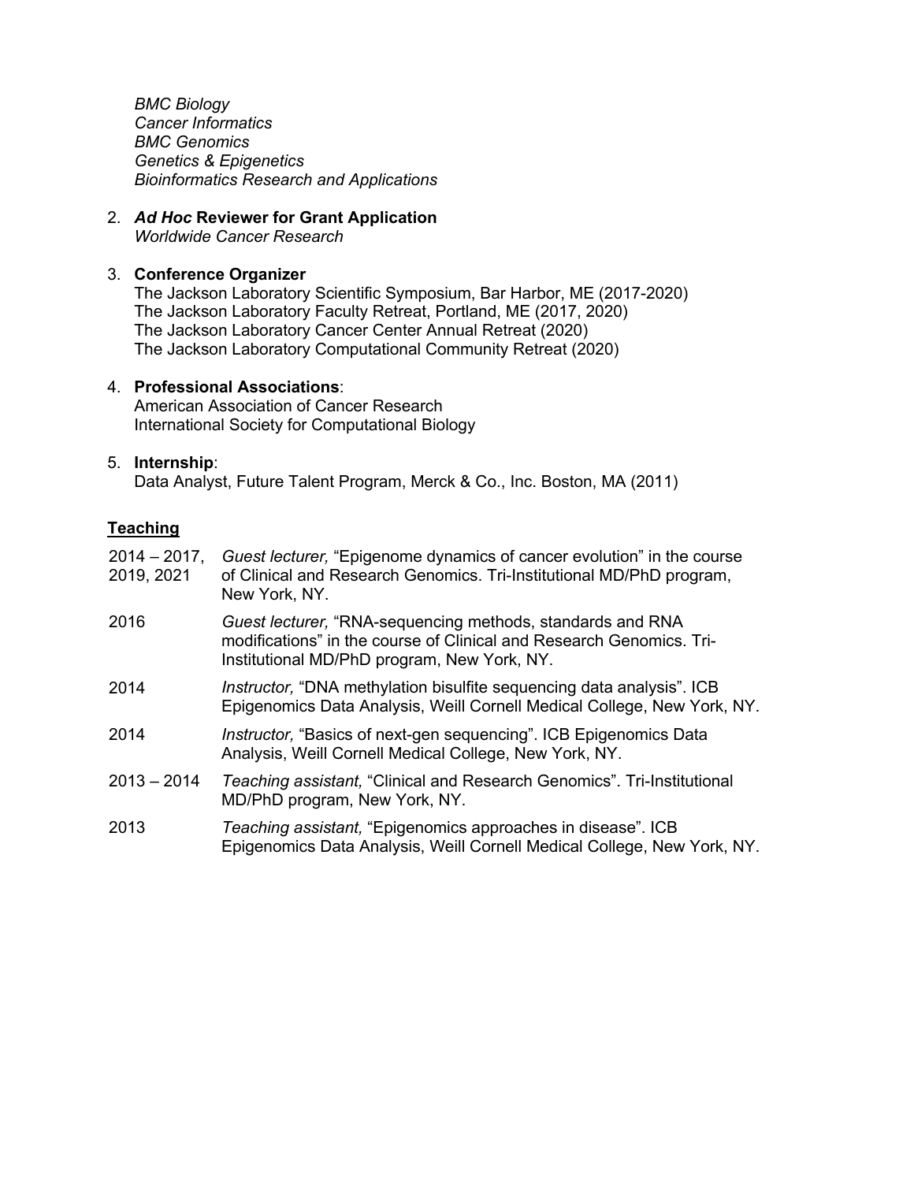*BMC Biology*
*Cancer Informatics*
*BMC Genomics*
*Genetics & Epigenetics*
*Bioinformatics Research and Applications*

2. ***Ad Hoc* Reviewer for Grant Application**
   *Worldwide Cancer Research*

3. **Conference Organizer**
   The Jackson Laboratory Scientific Symposium, Bar Harbor, ME (2017-2020)
   The Jackson Laboratory Faculty Retreat, Portland, ME (2017, 2020)
   The Jackson Laboratory Cancer Center Annual Retreat (2020)
   The Jackson Laboratory Computational Community Retreat (2020)

4. **Professional Associations**:
   American Association of Cancer Research
   International Society for Computational Biology

5. **Internship**:
   Data Analyst, Future Talent Program, Merck & Co., Inc. Boston, MA (2011)

## Teaching

| | |
|---|---|
| 2014 – 2017, 2019, 2021 | *Guest lecturer,* "Epigenome dynamics of cancer evolution" in the course of Clinical and Research Genomics. Tri-Institutional MD/PhD program, New York, NY. |
| 2016 | *Guest lecturer,* "RNA-sequencing methods, standards and RNA modifications" in the course of Clinical and Research Genomics. Tri-Institutional MD/PhD program, New York, NY. |
| 2014 | *Instructor,* "DNA methylation bisulfite sequencing data analysis". ICB Epigenomics Data Analysis, Weill Cornell Medical College, New York, NY. |
| 2014 | *Instructor,* "Basics of next-gen sequencing". ICB Epigenomics Data Analysis, Weill Cornell Medical College, New York, NY. |
| 2013 – 2014 | *Teaching assistant,* "Clinical and Research Genomics". Tri-Institutional MD/PhD program, New York, NY. |
| 2013 | *Teaching assistant,* "Epigenomics approaches in disease". ICB Epigenomics Data Analysis, Weill Cornell Medical College, New York, NY. |